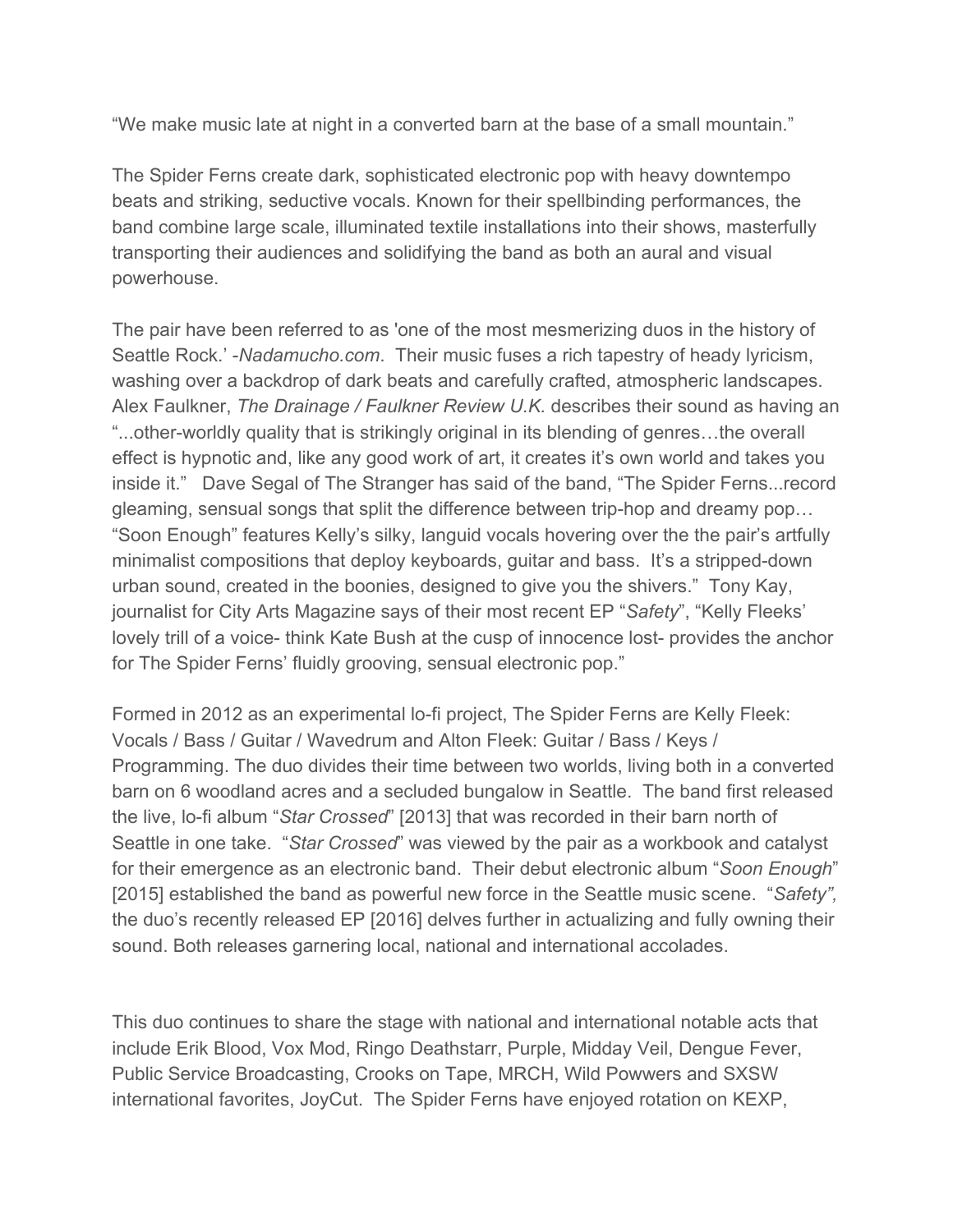“We make music late at night in a converted barn at the base of a small mountain.”

The Spider Ferns create dark, sophisticated electronic pop with heavy downtempo beats and striking, seductive vocals. Known for their spellbinding performances, the band combine large scale, illuminated textile installations into their shows, masterfully transporting their audiences and solidifying the band as both an aural and visual powerhouse.

The pair have been referred to as 'one of the most mesmerizing duos in the history of Seattle Rock.' -*Nadamucho.com*. Their music fuses a rich tapestry of heady lyricism, washing over a backdrop of dark beats and carefully crafted, atmospheric landscapes. Alex Faulkner, *The Drainage / Faulkner Review U.K.* describes their sound as having an “...other-worldly quality that is strikingly original in its blending of genres…the overall effect is hypnotic and, like any good work of art, it creates it’s own world and takes you inside it.” Dave Segal of The Stranger has said of the band, “The Spider Ferns...record gleaming, sensual songs that split the difference between trip-hop and dreamy pop… “Soon Enough” features Kelly’s silky, languid vocals hovering over the the pair’s artfully minimalist compositions that deploy keyboards, guitar and bass. It’s a stripped-down urban sound, created in the boonies, designed to give you the shivers.” Tony Kay, journalist for City Arts Magazine says of their most recent EP “*Safety*”, “Kelly Fleeks’ lovely trill of a voice- think Kate Bush at the cusp of innocence lost- provides the anchor for The Spider Ferns’ fluidly grooving, sensual electronic pop.”

Formed in 2012 as an experimental lo-fi project, The Spider Ferns are Kelly Fleek: Vocals / Bass / Guitar / Wavedrum and Alton Fleek: Guitar / Bass / Keys / Programming. The duo divides their time between two worlds, living both in a converted barn on 6 woodland acres and a secluded bungalow in Seattle. The band first released the live, lo-fi album “*Star Crossed*” [2013] that was recorded in their barn north of Seattle in one take. “*Star Crossed*” was viewed by the pair as a workbook and catalyst for their emergence as an electronic band. Their debut electronic album “*Soon Enough*” [2015] established the band as powerful new force in the Seattle music scene. “*Safety”,* the duo’s recently released EP [2016] delves further in actualizing and fully owning their sound. Both releases garnering local, national and international accolades.

This duo continues to share the stage with national and international notable acts that include Erik Blood, Vox Mod, Ringo Deathstarr, Purple, Midday Veil, Dengue Fever, Public Service Broadcasting, Crooks on Tape, MRCH, Wild Powwers and SXSW international favorites, JoyCut. The Spider Ferns have enjoyed rotation on KEXP,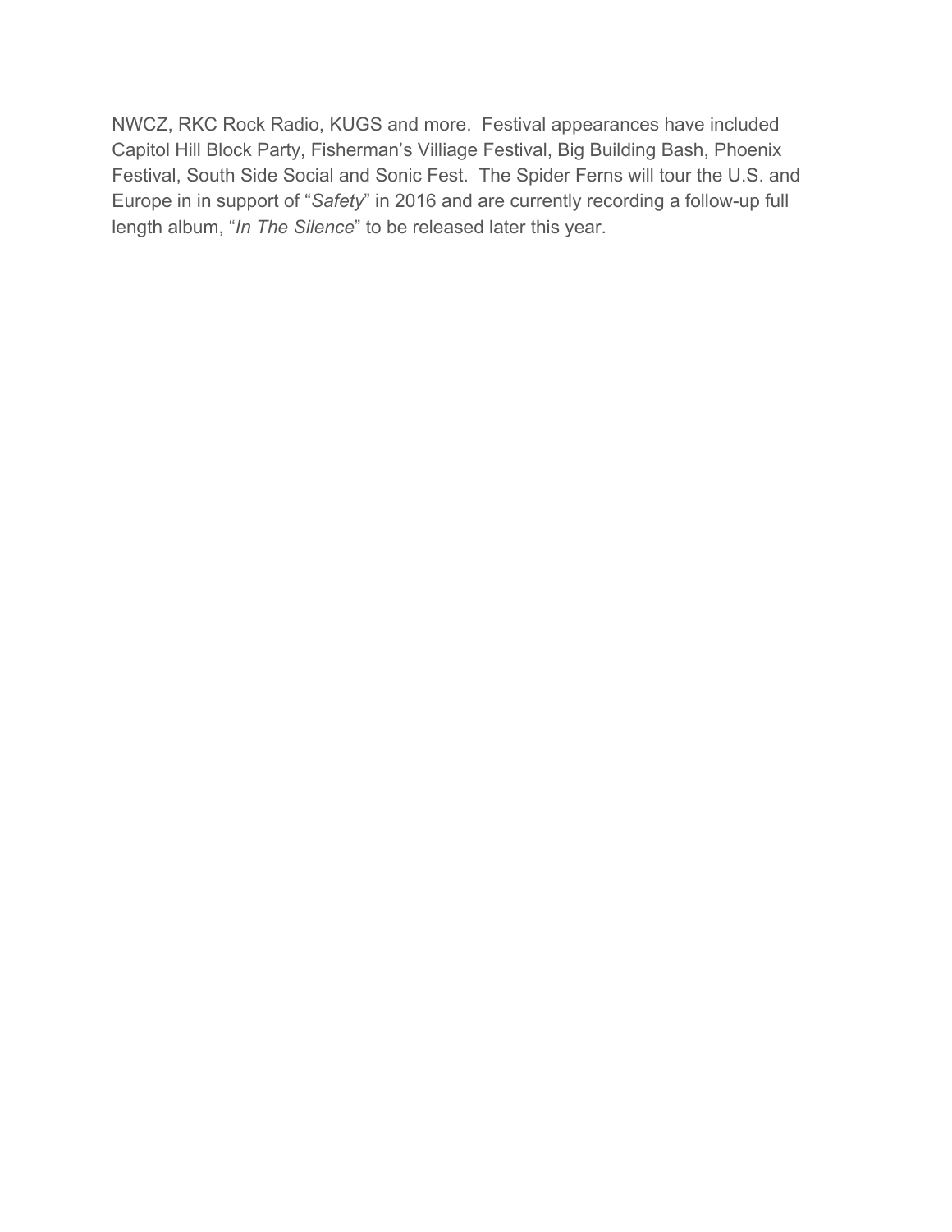NWCZ, RKC Rock Radio, KUGS and more.  Festival appearances have included Capitol Hill Block Party, Fisherman's Villiage Festival, Big Building Bash, Phoenix Festival, South Side Social and Sonic Fest.  The Spider Ferns will tour the U.S. and Europe in in support of "*Safety*" in 2016 and are currently recording a follow-up full length album, "*In The Silence*" to be released later this year.